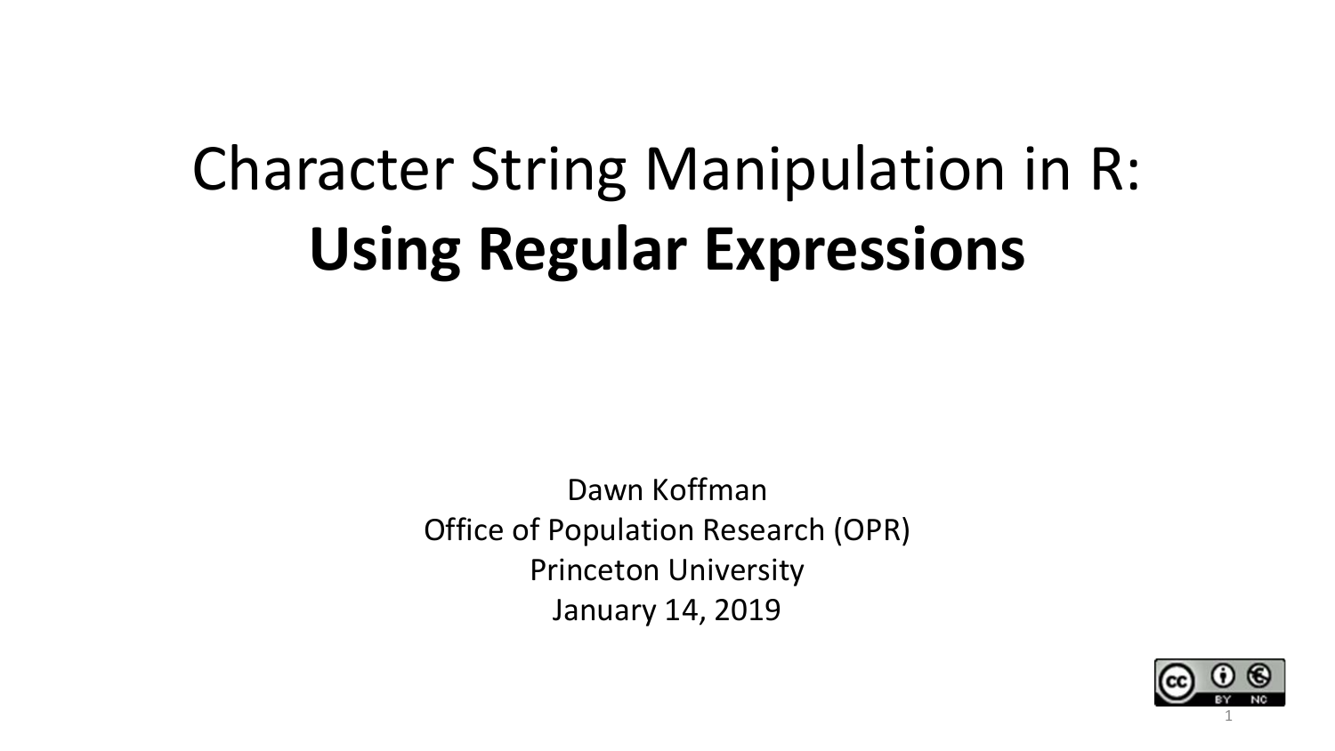# Character String Manipulation in R: **Using Regular Expressions**

Dawn Koffman
Office of Population Research (OPR)
Princeton University
January 14, 2019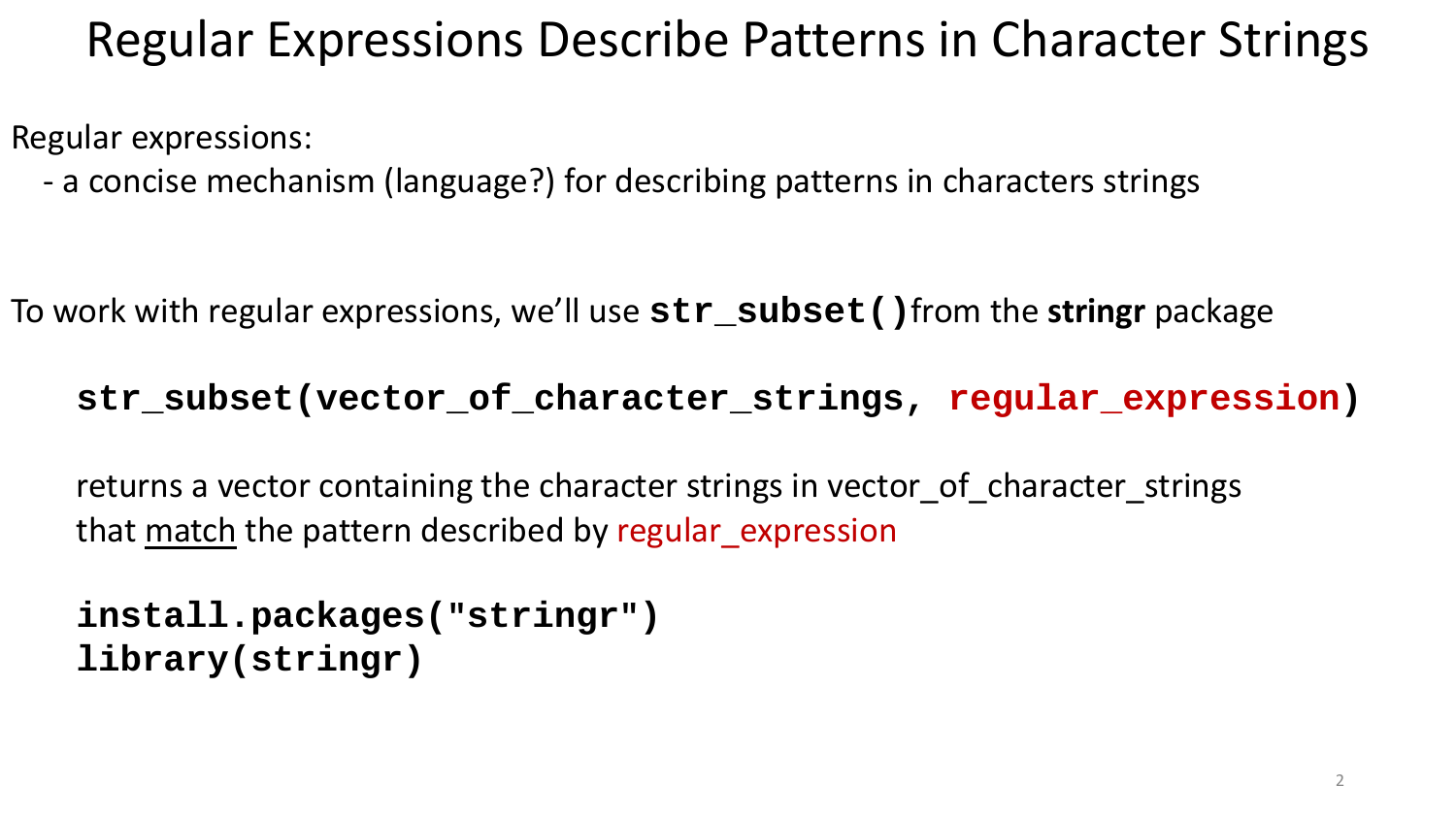# Regular Expressions Describe Patterns in Character Strings

Regular expressions:

- a concise mechanism (language?) for describing patterns in characters strings

To work with regular expressions, we'll use `str_subset()` from the **stringr** package

```
str_subset(vector_of_character_strings, regular_expression)
```

returns a vector containing the character strings in vector_of_character_strings that match the pattern described by regular_expression

```
install.packages("stringr")
library(stringr)
```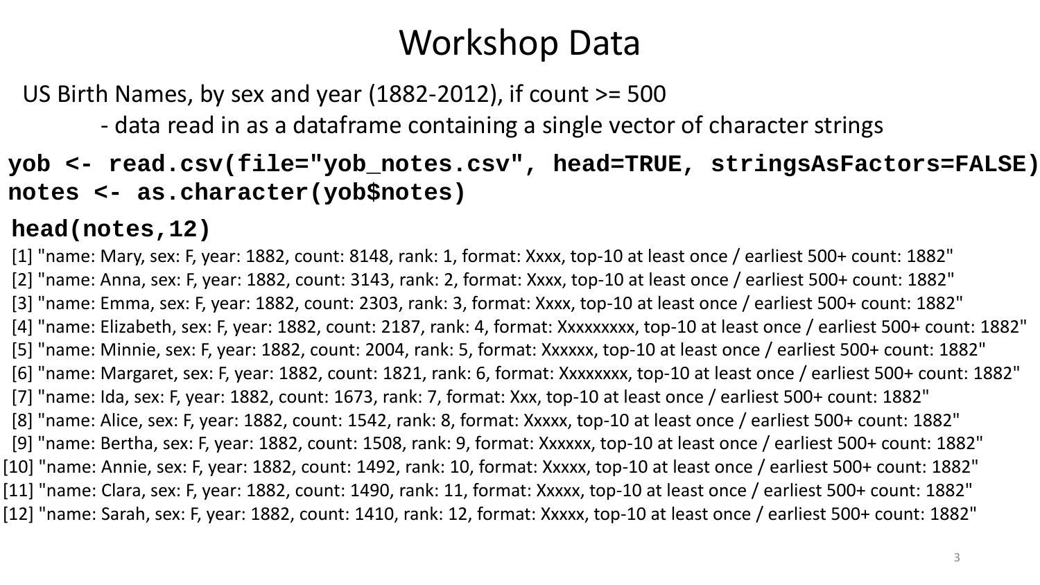# Workshop Data

US Birth Names, by sex and year (1882-2012), if count >= 500

- data read in as a dataframe containing a single vector of character strings

```
yob <- read.csv(file="yob_notes.csv", head=TRUE, stringsAsFactors=FALSE)
notes <- as.character(yob$notes)
```

```
head(notes,12)
```

```
 [1] "name: Mary, sex: F, year: 1882, count: 8148, rank: 1, format: Xxxx, top-10 at least once / earliest 500+ count: 1882"
 [2] "name: Anna, sex: F, year: 1882, count: 3143, rank: 2, format: Xxxx, top-10 at least once / earliest 500+ count: 1882"
 [3] "name: Emma, sex: F, year: 1882, count: 2303, rank: 3, format: Xxxx, top-10 at least once / earliest 500+ count: 1882"
 [4] "name: Elizabeth, sex: F, year: 1882, count: 2187, rank: 4, format: Xxxxxxxxx, top-10 at least once / earliest 500+ count: 1882"
 [5] "name: Minnie, sex: F, year: 1882, count: 2004, rank: 5, format: Xxxxxx, top-10 at least once / earliest 500+ count: 1882"
 [6] "name: Margaret, sex: F, year: 1882, count: 1821, rank: 6, format: Xxxxxxxx, top-10 at least once / earliest 500+ count: 1882"
 [7] "name: Ida, sex: F, year: 1882, count: 1673, rank: 7, format: Xxx, top-10 at least once / earliest 500+ count: 1882"
 [8] "name: Alice, sex: F, year: 1882, count: 1542, rank: 8, format: Xxxxx, top-10 at least once / earliest 500+ count: 1882"
 [9] "name: Bertha, sex: F, year: 1882, count: 1508, rank: 9, format: Xxxxxx, top-10 at least once / earliest 500+ count: 1882"
[10] "name: Annie, sex: F, year: 1882, count: 1492, rank: 10, format: Xxxxx, top-10 at least once / earliest 500+ count: 1882"
[11] "name: Clara, sex: F, year: 1882, count: 1490, rank: 11, format: Xxxxx, top-10 at least once / earliest 500+ count: 1882"
[12] "name: Sarah, sex: F, year: 1882, count: 1410, rank: 12, format: Xxxxx, top-10 at least once / earliest 500+ count: 1882"
```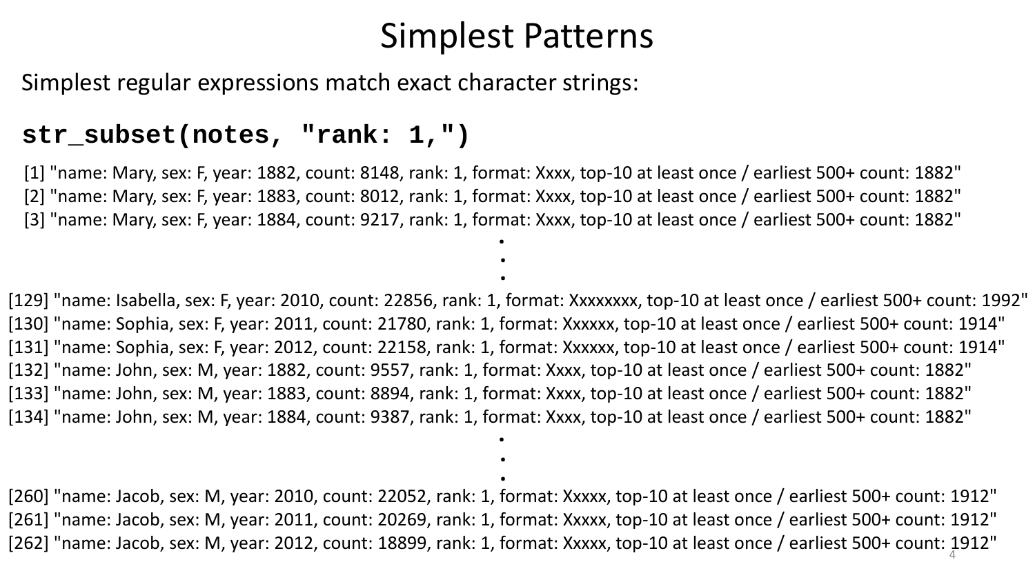# Simplest Patterns

Simplest regular expressions match exact character strings:

```
str_subset(notes, "rank: 1,")
```

```
[1] "name: Mary, sex: F, year: 1882, count: 8148, rank: 1, format: Xxxx, top-10 at least once / earliest 500+ count: 1882"
[2] "name: Mary, sex: F, year: 1883, count: 8012, rank: 1, format: Xxxx, top-10 at least once / earliest 500+ count: 1882"
[3] "name: Mary, sex: F, year: 1884, count: 9217, rank: 1, format: Xxxx, top-10 at least once / earliest 500+ count: 1882"
.
.
.
[129] "name: Isabella, sex: F, year: 2010, count: 22856, rank: 1, format: Xxxxxxxx, top-10 at least once / earliest 500+ count: 1992"
[130] "name: Sophia, sex: F, year: 2011, count: 21780, rank: 1, format: Xxxxxx, top-10 at least once / earliest 500+ count: 1914"
[131] "name: Sophia, sex: F, year: 2012, count: 22158, rank: 1, format: Xxxxxx, top-10 at least once / earliest 500+ count: 1914"
[132] "name: John, sex: M, year: 1882, count: 9557, rank: 1, format: Xxxx, top-10 at least once / earliest 500+ count: 1882"
[133] "name: John, sex: M, year: 1883, count: 8894, rank: 1, format: Xxxx, top-10 at least once / earliest 500+ count: 1882"
[134] "name: John, sex: M, year: 1884, count: 9387, rank: 1, format: Xxxx, top-10 at least once / earliest 500+ count: 1882"
.
.
.
[260] "name: Jacob, sex: M, year: 2010, count: 22052, rank: 1, format: Xxxxx, top-10 at least once / earliest 500+ count: 1912"
[261] "name: Jacob, sex: M, year: 2011, count: 20269, rank: 1, format: Xxxxx, top-10 at least once / earliest 500+ count: 1912"
[262] "name: Jacob, sex: M, year: 2012, count: 18899, rank: 1, format: Xxxxx, top-10 at least once / earliest 500+ count: 1912"
```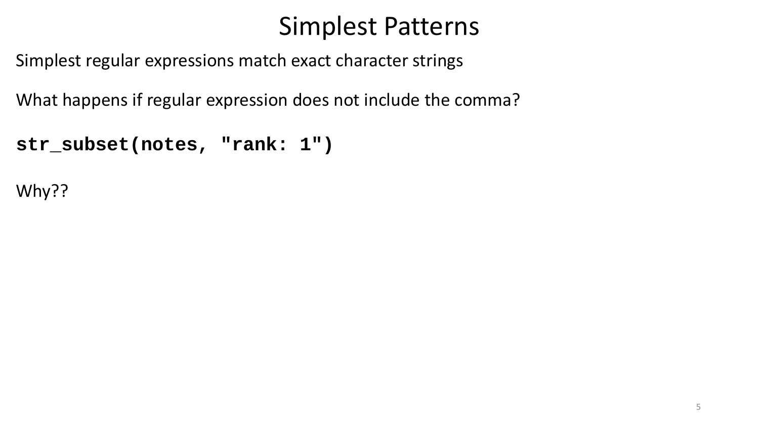# Simplest Patterns

Simplest regular expressions match exact character strings

What happens if regular expression does not include the comma?

```
str_subset(notes, "rank: 1")
```

Why??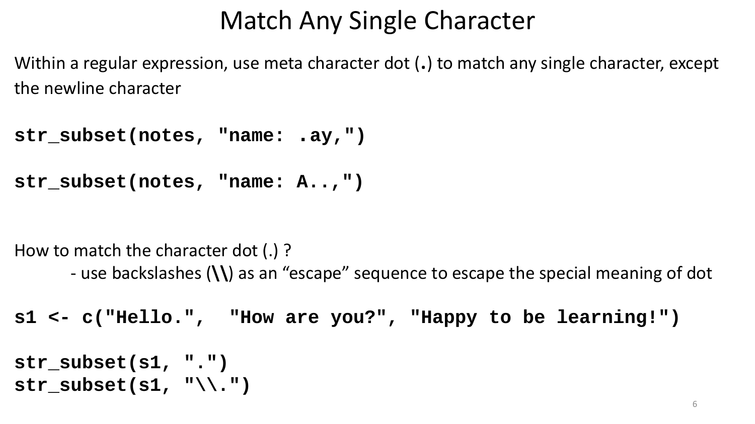# Match Any Single Character

Within a regular expression, use meta character dot (**.**) to match any single character, except the newline character

```
str_subset(notes, "name: .ay,")

str_subset(notes, "name: A..,")
```

How to match the character dot (.) ?

- use backslashes (**\\**) as an "escape" sequence to escape the special meaning of dot

```
s1 <- c("Hello.",  "How are you?", "Happy to be learning!")

str_subset(s1, ".")
str_subset(s1, "\\.")
```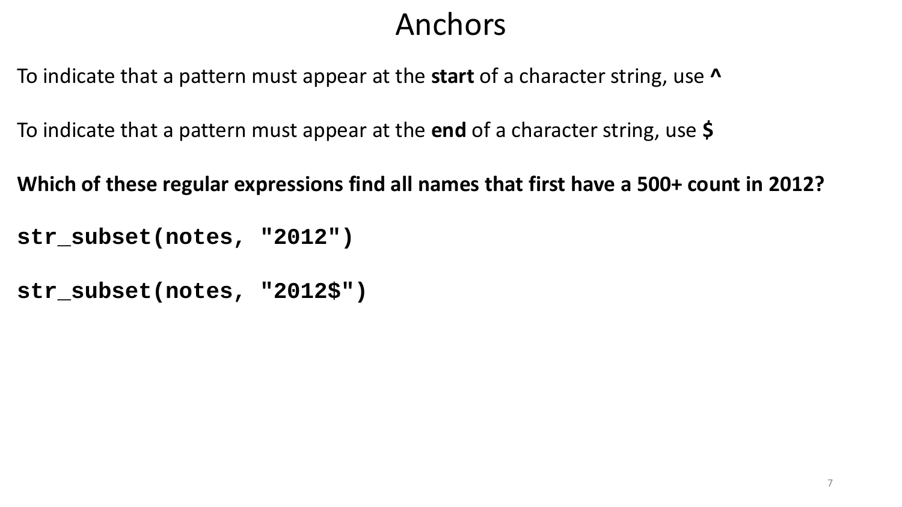# Anchors

To indicate that a pattern must appear at the **start** of a character string, use **^**

To indicate that a pattern must appear at the **end** of a character string, use **$**

**Which of these regular expressions find all names that first have a 500+ count in 2012?**

```
str_subset(notes, "2012")
```

```
str_subset(notes, "2012$")
```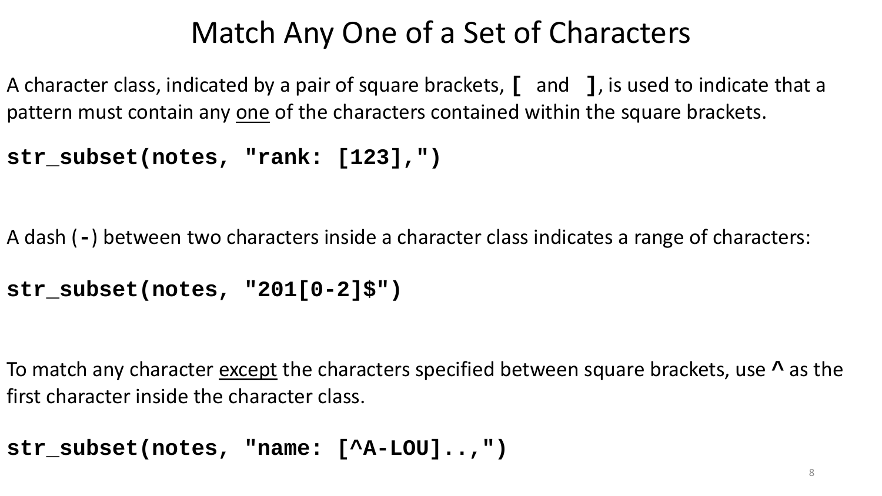# Match Any One of a Set of Characters

A character class, indicated by a pair of square brackets, **[** and **]**, is used to indicate that a pattern must contain any one of the characters contained within the square brackets.

```
str_subset(notes, "rank: [123],")
```

A dash (**-**) between two characters inside a character class indicates a range of characters:

```
str_subset(notes, "201[0-2]$")
```

To match any character except the characters specified between square brackets, use **^** as the first character inside the character class.

```
str_subset(notes, "name: [^A-LOU]..,")
```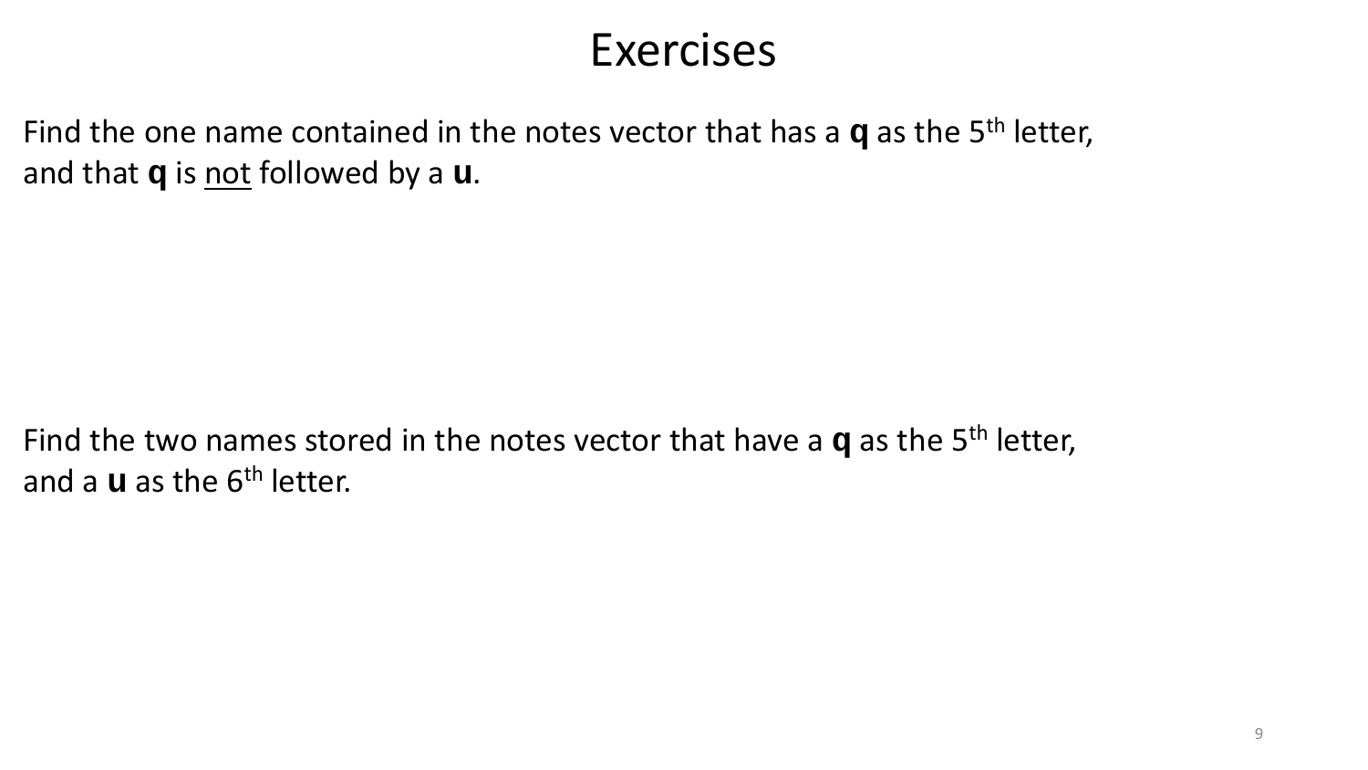# Exercises

Find the one name contained in the notes vector that has a **q** as the 5th letter, and that **q** is <u>not</u> followed by a **u**.

Find the two names stored in the notes vector that have a **q** as the 5th letter, and a **u** as the 6th letter.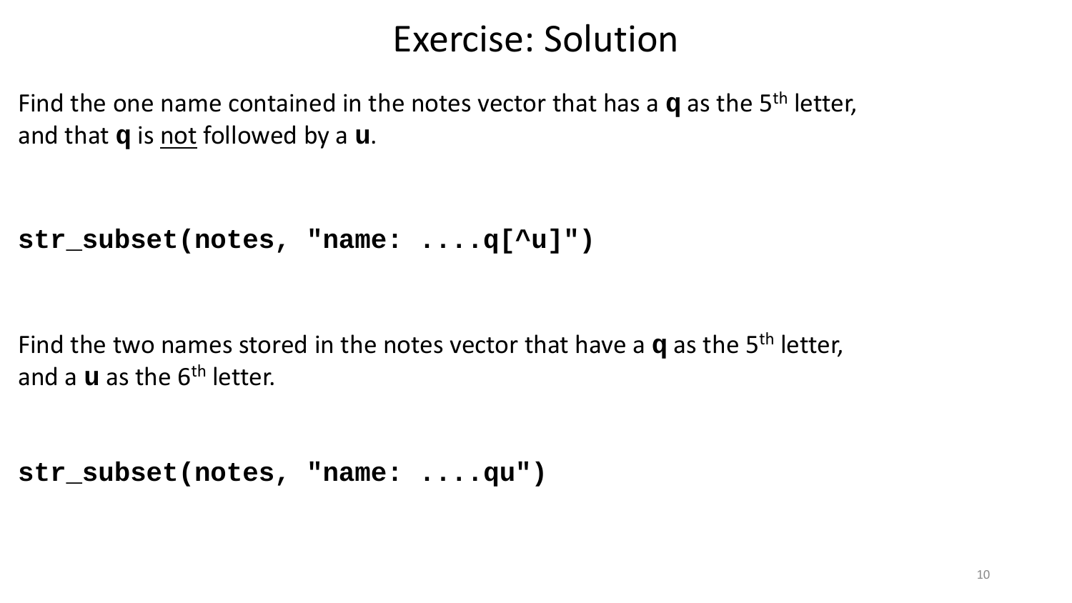# Exercise: Solution

Find the one name contained in the notes vector that has a **q** as the 5th letter, and that **q** is not followed by a **u**.

```
str_subset(notes, "name: ....q[^u]")
```

Find the two names stored in the notes vector that have a **q** as the 5th letter, and a **u** as the 6th letter.

```
str_subset(notes, "name: ....qu")
```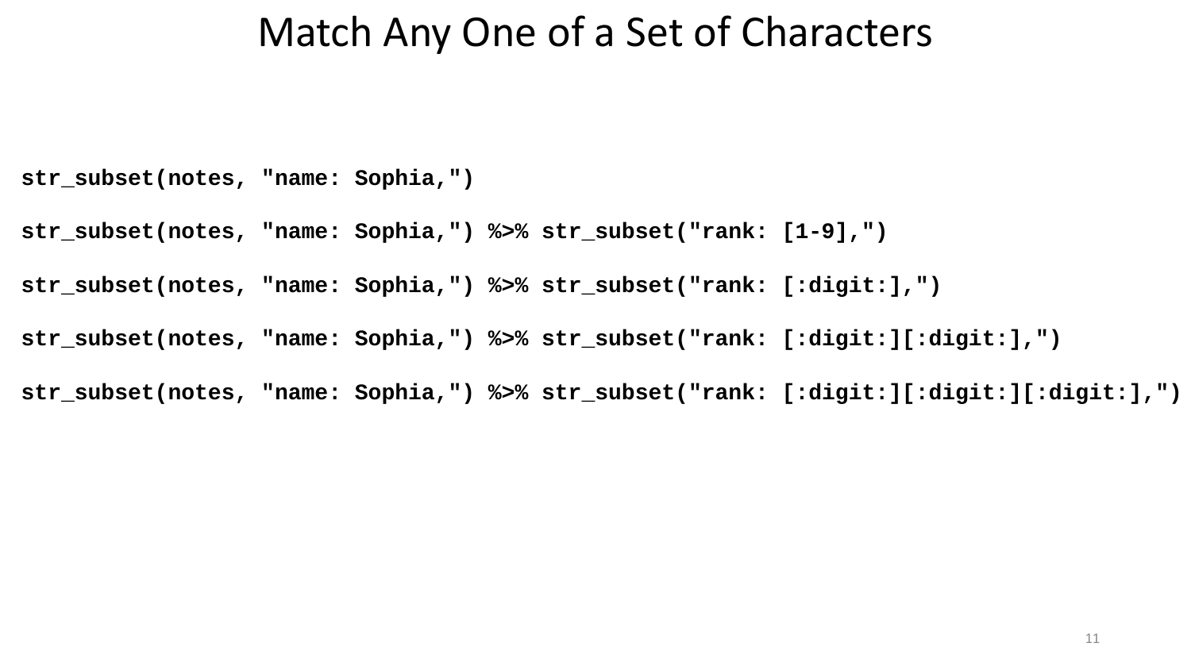# Match Any One of a Set of Characters

```
str_subset(notes, "name: Sophia,")

str_subset(notes, "name: Sophia,") %>% str_subset("rank: [1-9],")

str_subset(notes, "name: Sophia,") %>% str_subset("rank: [:digit:],")

str_subset(notes, "name: Sophia,") %>% str_subset("rank: [:digit:][:digit:],")

str_subset(notes, "name: Sophia,") %>% str_subset("rank: [:digit:][:digit:][:digit:],")
```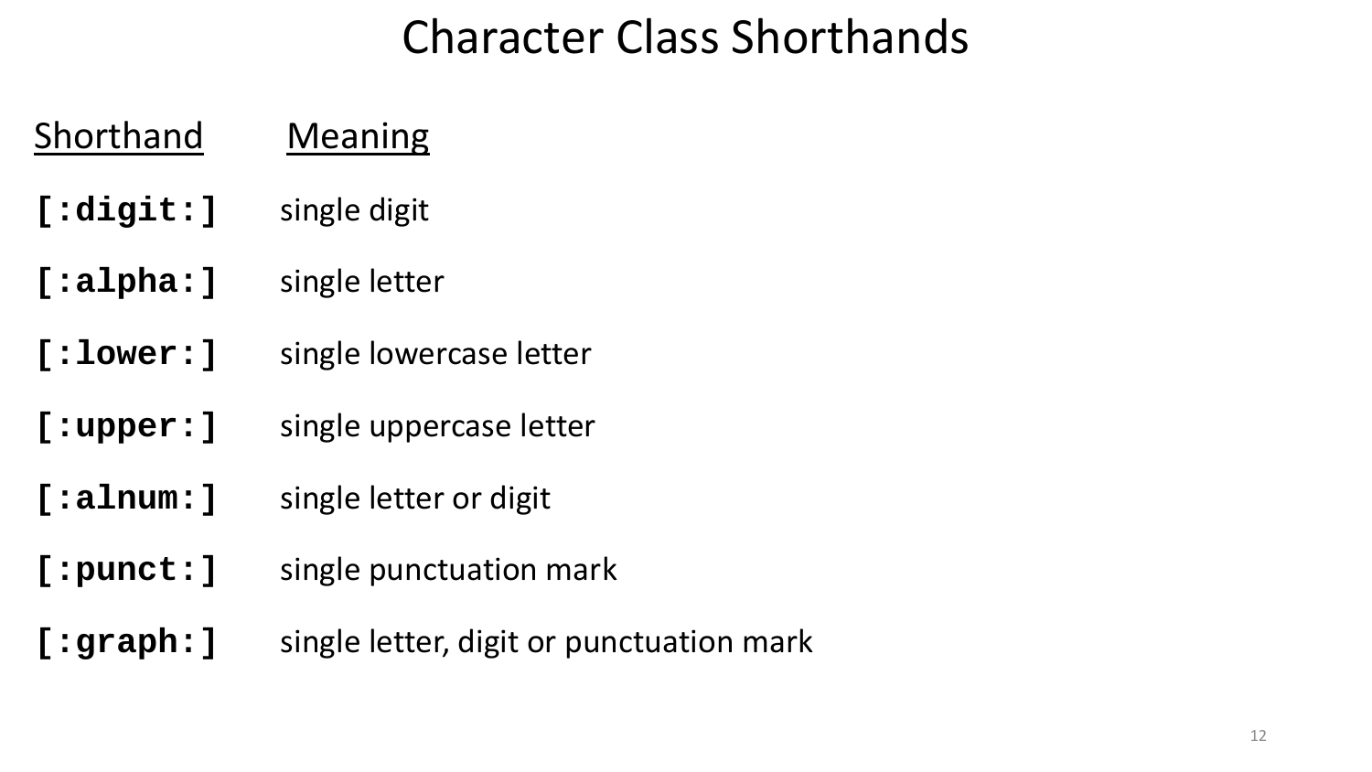# Character Class Shorthands

| Shorthand | Meaning |
|---|---|
| **`[:digit:]`** | single digit |
| **`[:alpha:]`** | single letter |
| **`[:lower:]`** | single lowercase letter |
| **`[:upper:]`** | single uppercase letter |
| **`[:alnum:]`** | single letter or digit |
| **`[:punct:]`** | single punctuation mark |
| **`[:graph:]`** | single letter, digit or punctuation mark |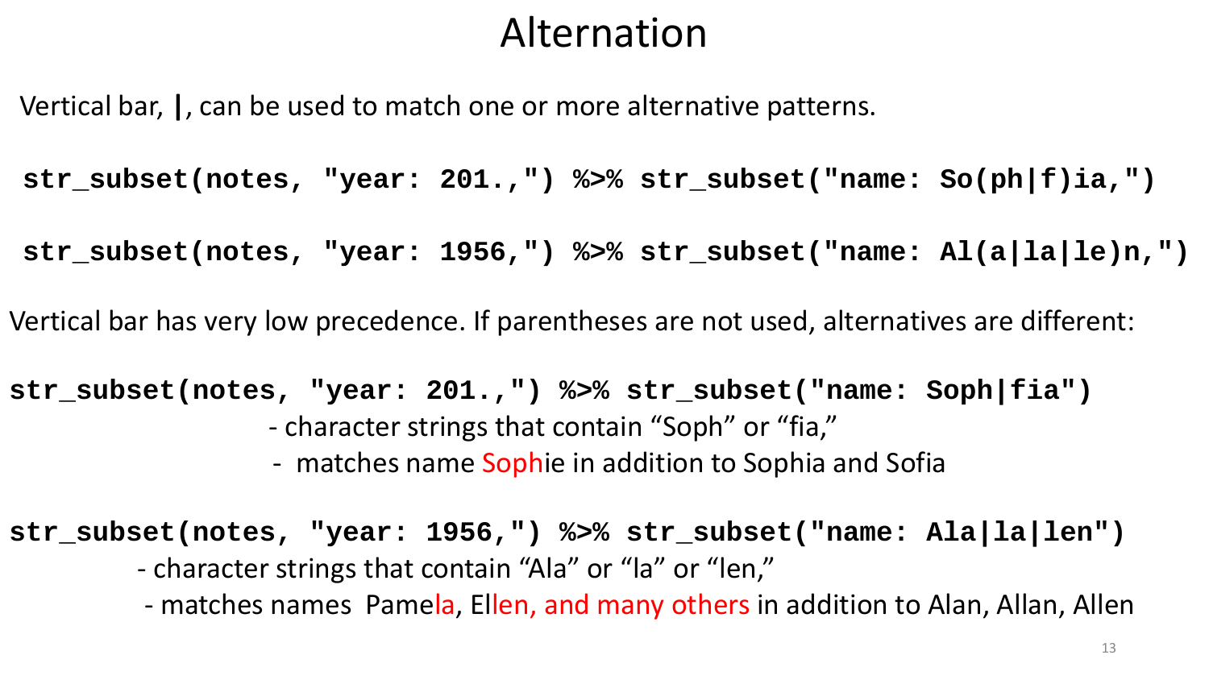# Alternation

Vertical bar, **|**, can be used to match one or more alternative patterns.

```
str_subset(notes, "year: 201.,") %>% str_subset("name: So(ph|f)ia,")

str_subset(notes, "year: 1956,") %>% str_subset("name: Al(a|la|le)n,")
```

Vertical bar has very low precedence. If parentheses are not used, alternatives are different:

```
str_subset(notes, "year: 201.,") %>% str_subset("name: Soph|fia")
```

- character strings that contain “Soph” or “fia,”
- matches name Sophie in addition to Sophia and Sofia

```
str_subset(notes, "year: 1956,") %>% str_subset("name: Ala|la|len")
```

- character strings that contain “Ala” or “la” or “len,”
- matches names Pamela, Ellen, and many others in addition to Alan, Allan, Allen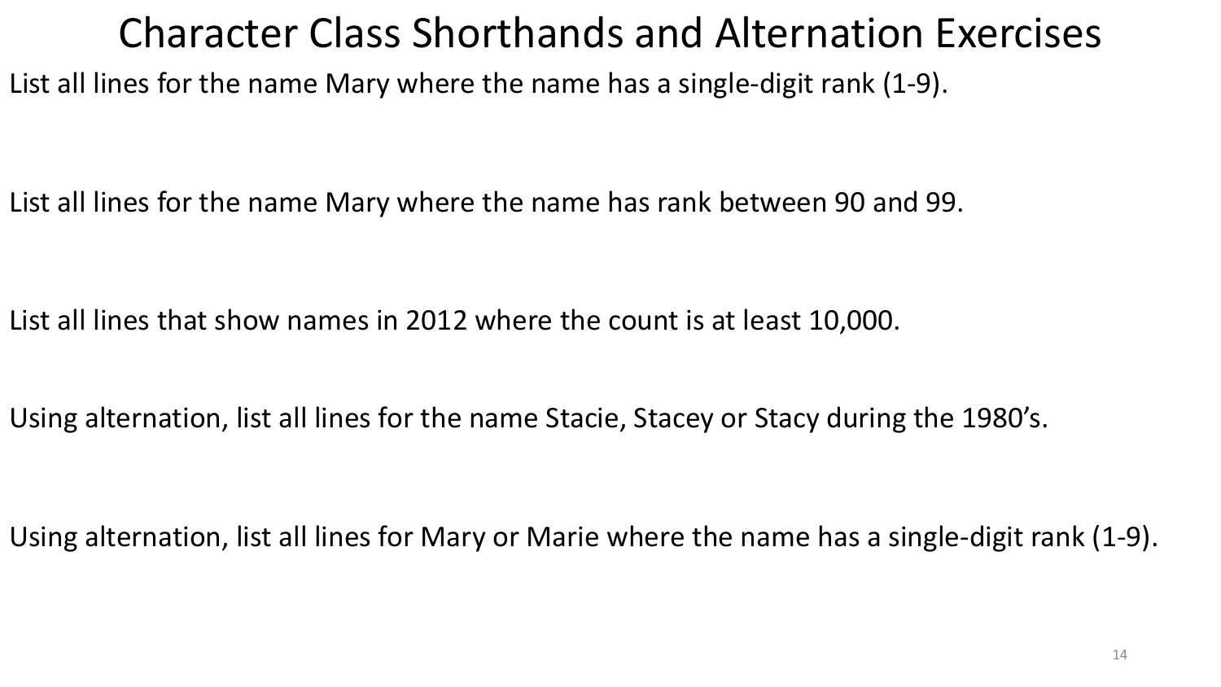# Character Class Shorthands and Alternation Exercises

List all lines for the name Mary where the name has a single-digit rank (1-9).

List all lines for the name Mary where the name has rank between 90 and 99.

List all lines that show names in 2012 where the count is at least 10,000.

Using alternation, list all lines for the name Stacie, Stacey or Stacy during the 1980’s.

Using alternation, list all lines for Mary or Marie where the name has a single-digit rank (1-9).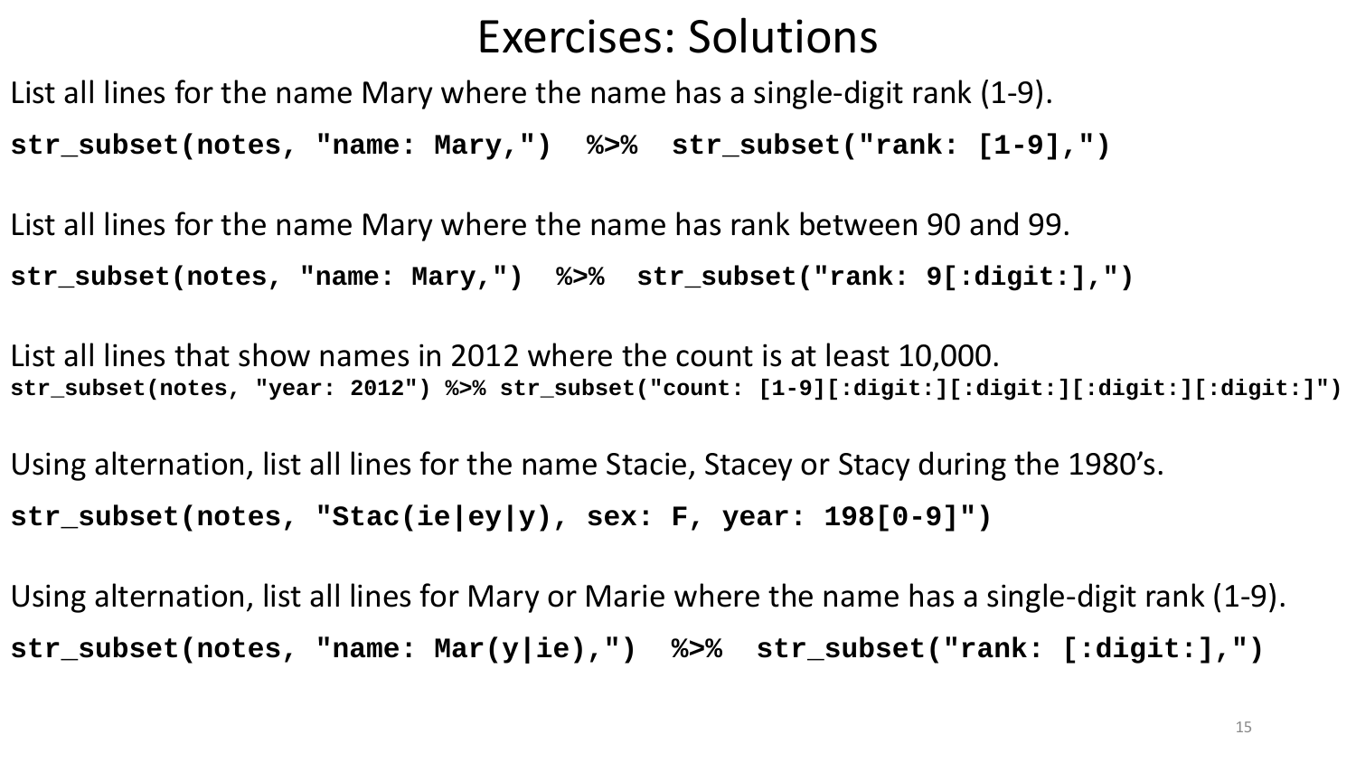# Exercises: Solutions

List all lines for the name Mary where the name has a single-digit rank (1-9).

```
str_subset(notes, "name: Mary,")  %>%  str_subset("rank: [1-9],")
```

List all lines for the name Mary where the name has rank between 90 and 99.

```
str_subset(notes, "name: Mary,")  %>%  str_subset("rank: 9[:digit:],")
```

List all lines that show names in 2012 where the count is at least 10,000.

```
str_subset(notes, "year: 2012") %>% str_subset("count: [1-9][:digit:][:digit:][:digit:][:digit:]")
```

Using alternation, list all lines for the name Stacie, Stacey or Stacy during the 1980's.

```
str_subset(notes, "Stac(ie|ey|y), sex: F, year: 198[0-9]")
```

Using alternation, list all lines for Mary or Marie where the name has a single-digit rank (1-9).

```
str_subset(notes, "name: Mar(y|ie),")  %>%  str_subset("rank: [:digit:],")
```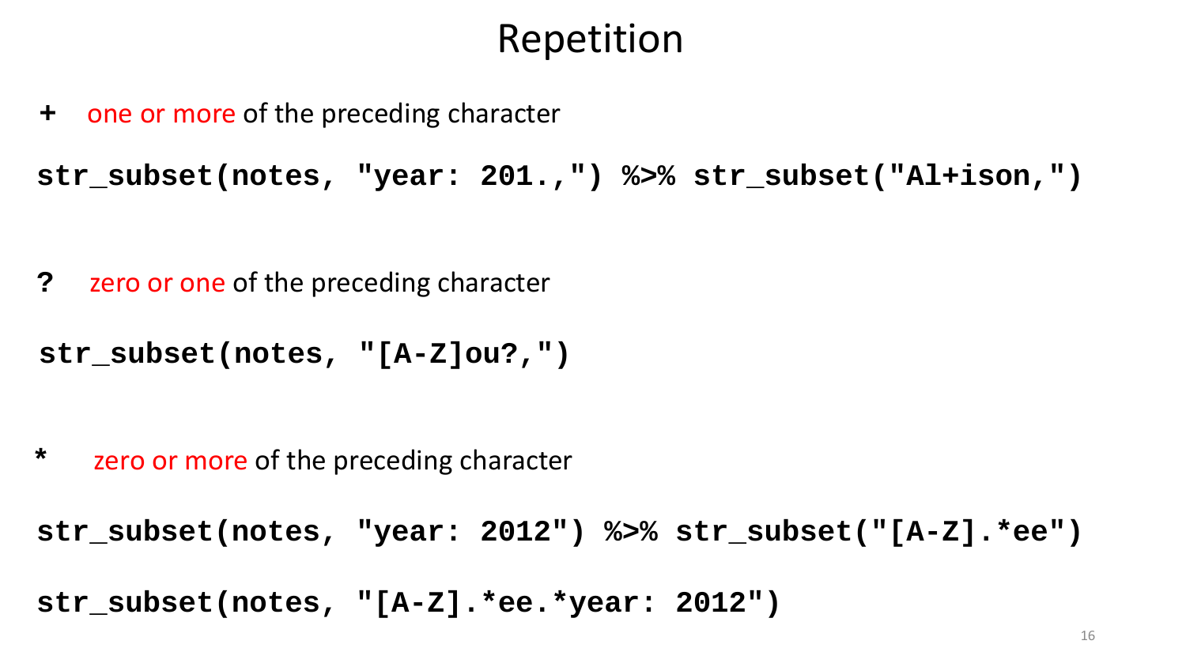# Repetition

**+** one or more of the preceding character

```
str_subset(notes, "year: 201.,") %>% str_subset("Al+ison,")
```

**?** zero or one of the preceding character

```
str_subset(notes, "[A-Z]ou?,")
```

**\*** zero or more of the preceding character

```
str_subset(notes, "year: 2012") %>% str_subset("[A-Z].*ee")

str_subset(notes, "[A-Z].*ee.*year: 2012")
```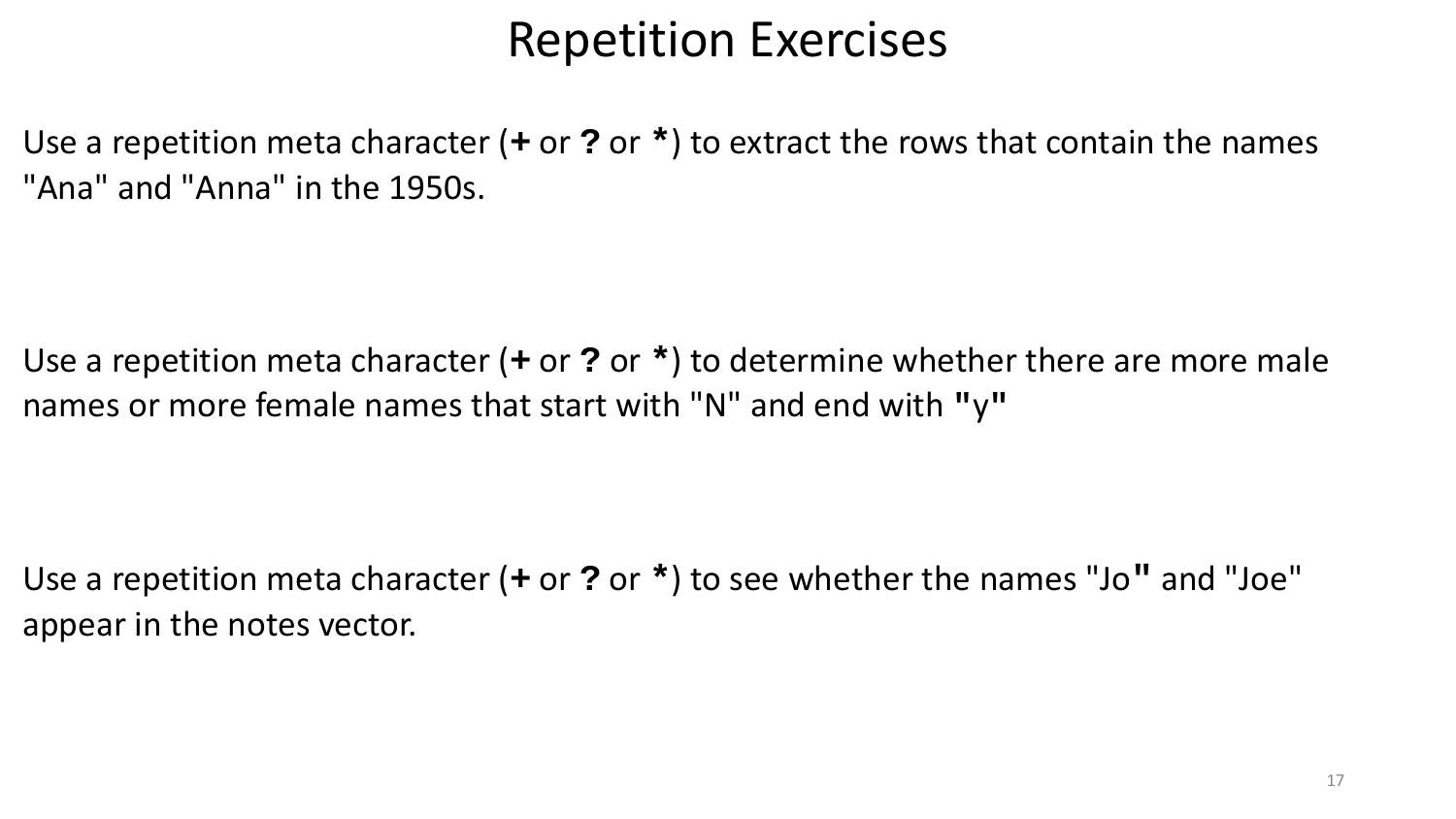# Repetition Exercises

Use a repetition meta character (**+** or **?** or **\***) to extract the rows that contain the names "Ana" and "Anna" in the 1950s.

Use a repetition meta character (**+** or **?** or **\***) to determine whether there are more male names or more female names that start with "N" and end with **"**y**"**

Use a repetition meta character (**+** or **?** or **\***) to see whether the names "Jo**"** and "Joe" appear in the notes vector.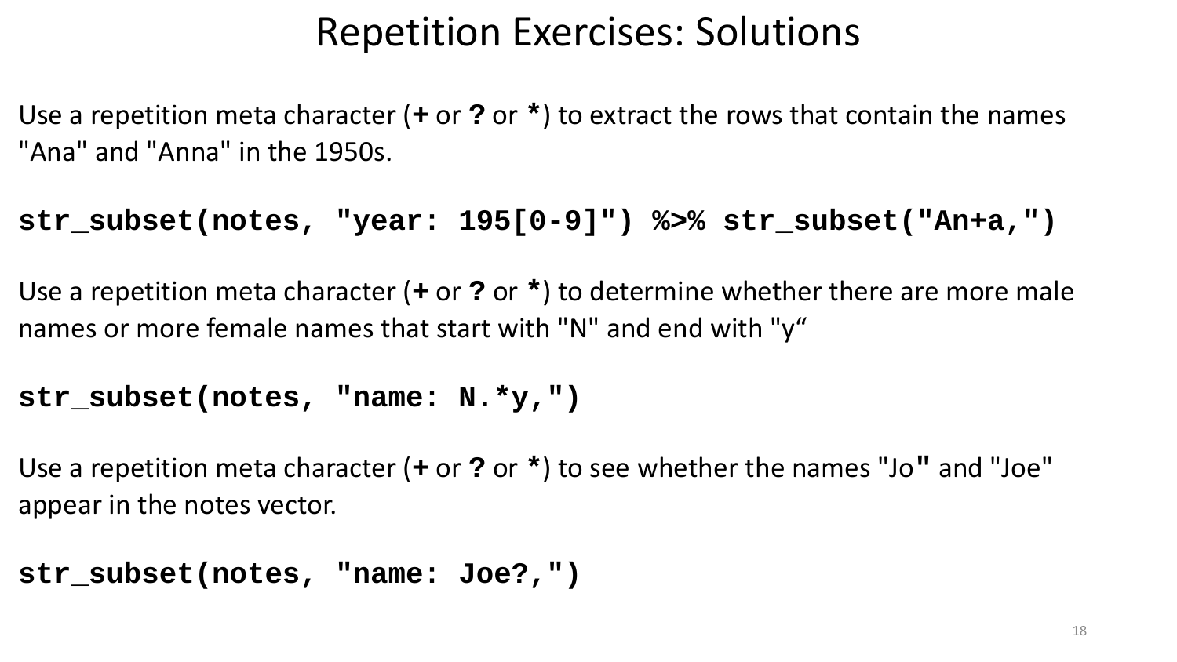# Repetition Exercises: Solutions

Use a repetition meta character (**+** or **?** or **\***) to extract the rows that contain the names "Ana" and "Anna" in the 1950s.

```
str_subset(notes, "year: 195[0-9]") %>% str_subset("An+a,")
```

Use a repetition meta character (**+** or **?** or **\***) to determine whether there are more male names or more female names that start with "N" and end with "y“

```
str_subset(notes, "name: N.*y,")
```

Use a repetition meta character (**+** or **?** or **\***) to see whether the names "Jo**"** and "Joe" appear in the notes vector.

```
str_subset(notes, "name: Joe?,")
```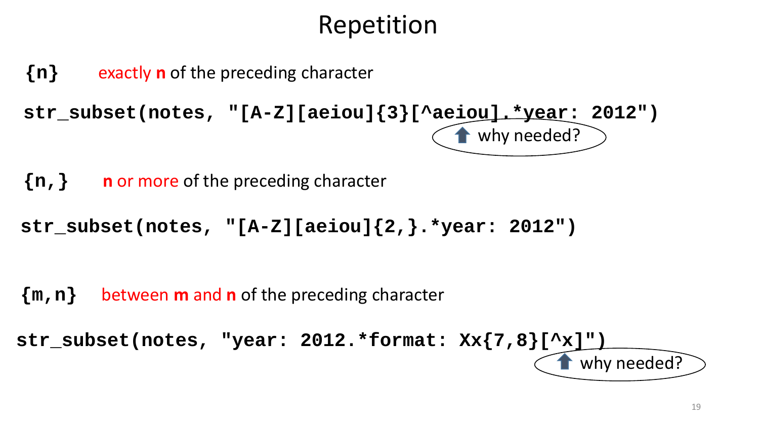# Repetition

**{n}** exactly **n** of the preceding character

```
str_subset(notes, "[A-Z][aeiou]{3}[^aeiou].*year: 2012")
```

why needed?

**{n,}** **n** or more of the preceding character

```
str_subset(notes, "[A-Z][aeiou]{2,}.*year: 2012")
```

**{m,n}** between **m** and **n** of the preceding character

```
str_subset(notes, "year: 2012.*format: Xx{7,8}[^x]")
```

why needed?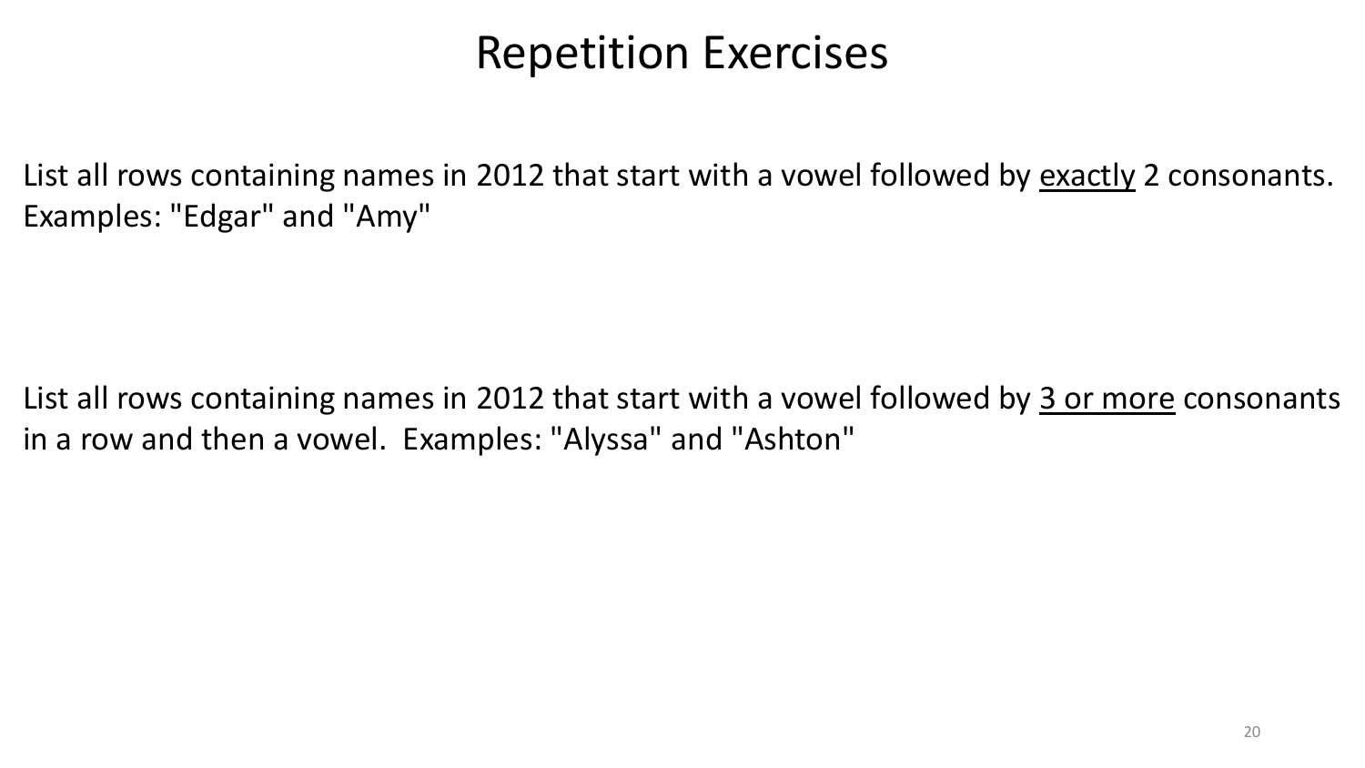# Repetition Exercises

List all rows containing names in 2012 that start with a vowel followed by <u>exactly</u> 2 consonants. Examples: "Edgar" and "Amy"

List all rows containing names in 2012 that start with a vowel followed by <u>3 or more</u> consonants in a row and then a vowel. Examples: "Alyssa" and "Ashton"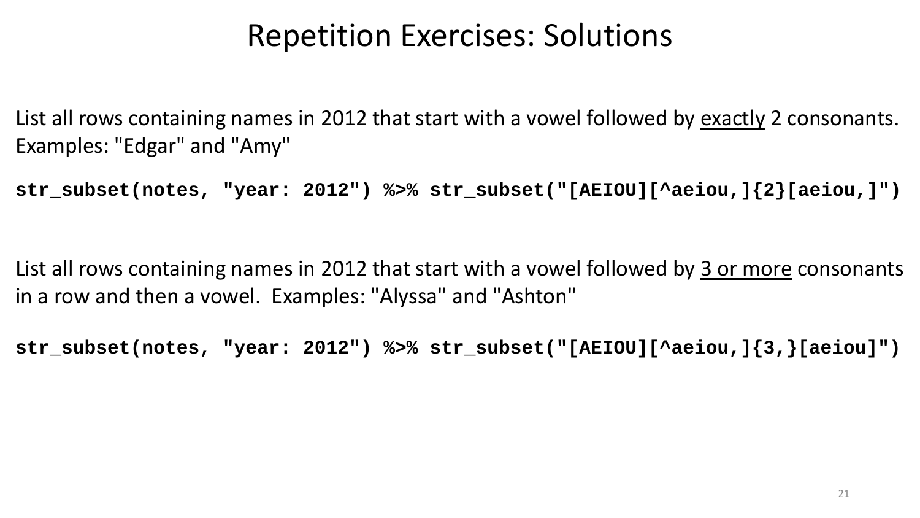# Repetition Exercises: Solutions

List all rows containing names in 2012 that start with a vowel followed by exactly 2 consonants. Examples: "Edgar" and "Amy"

```
str_subset(notes, "year: 2012") %>% str_subset("[AEIOU][^aeiou,]{2}[aeiou,]")
```

List all rows containing names in 2012 that start with a vowel followed by 3 or more consonants in a row and then a vowel. Examples: "Alyssa" and "Ashton"

```
str_subset(notes, "year: 2012") %>% str_subset("[AEIOU][^aeiou,]{3,}[aeiou]")
```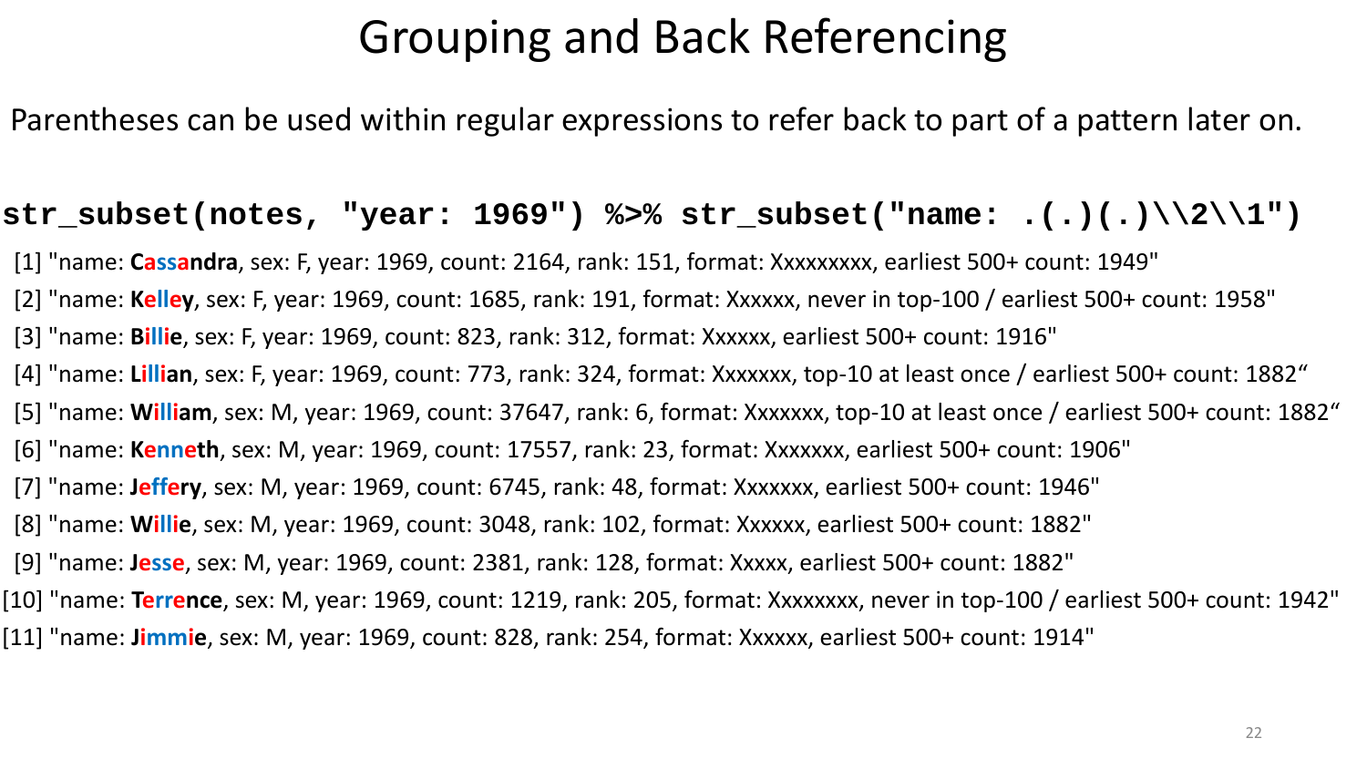# Grouping and Back Referencing

Parentheses can be used within regular expressions to refer back to part of a pattern later on.

```
str_subset(notes, "year: 1969") %>% str_subset("name: .(.)(.)\\2\\1")
```

```
 [1] "name: Cassandra, sex: F, year: 1969, count: 2164, rank: 151, format: Xxxxxxxxx, earliest 500+ count: 1949"
 [2] "name: Kelley, sex: F, year: 1969, count: 1685, rank: 191, format: Xxxxxx, never in top-100 / earliest 500+ count: 1958"
 [3] "name: Billie, sex: F, year: 1969, count: 823, rank: 312, format: Xxxxxx, earliest 500+ count: 1916"
 [4] "name: Lillian, sex: F, year: 1969, count: 773, rank: 324, format: Xxxxxxx, top-10 at least once / earliest 500+ count: 1882"
 [5] "name: William, sex: M, year: 1969, count: 37647, rank: 6, format: Xxxxxxx, top-10 at least once / earliest 500+ count: 1882"
 [6] "name: Kenneth, sex: M, year: 1969, count: 17557, rank: 23, format: Xxxxxxx, earliest 500+ count: 1906"
 [7] "name: Jeffery, sex: M, year: 1969, count: 6745, rank: 48, format: Xxxxxxx, earliest 500+ count: 1946"
 [8] "name: Willie, sex: M, year: 1969, count: 3048, rank: 102, format: Xxxxxx, earliest 500+ count: 1882"
 [9] "name: Jesse, sex: M, year: 1969, count: 2381, rank: 128, format: Xxxxx, earliest 500+ count: 1882"
[10] "name: Terrence, sex: M, year: 1969, count: 1219, rank: 205, format: Xxxxxxxx, never in top-100 / earliest 500+ count: 1942"
[11] "name: Jimmie, sex: M, year: 1969, count: 828, rank: 254, format: Xxxxxx, earliest 500+ count: 1914"
```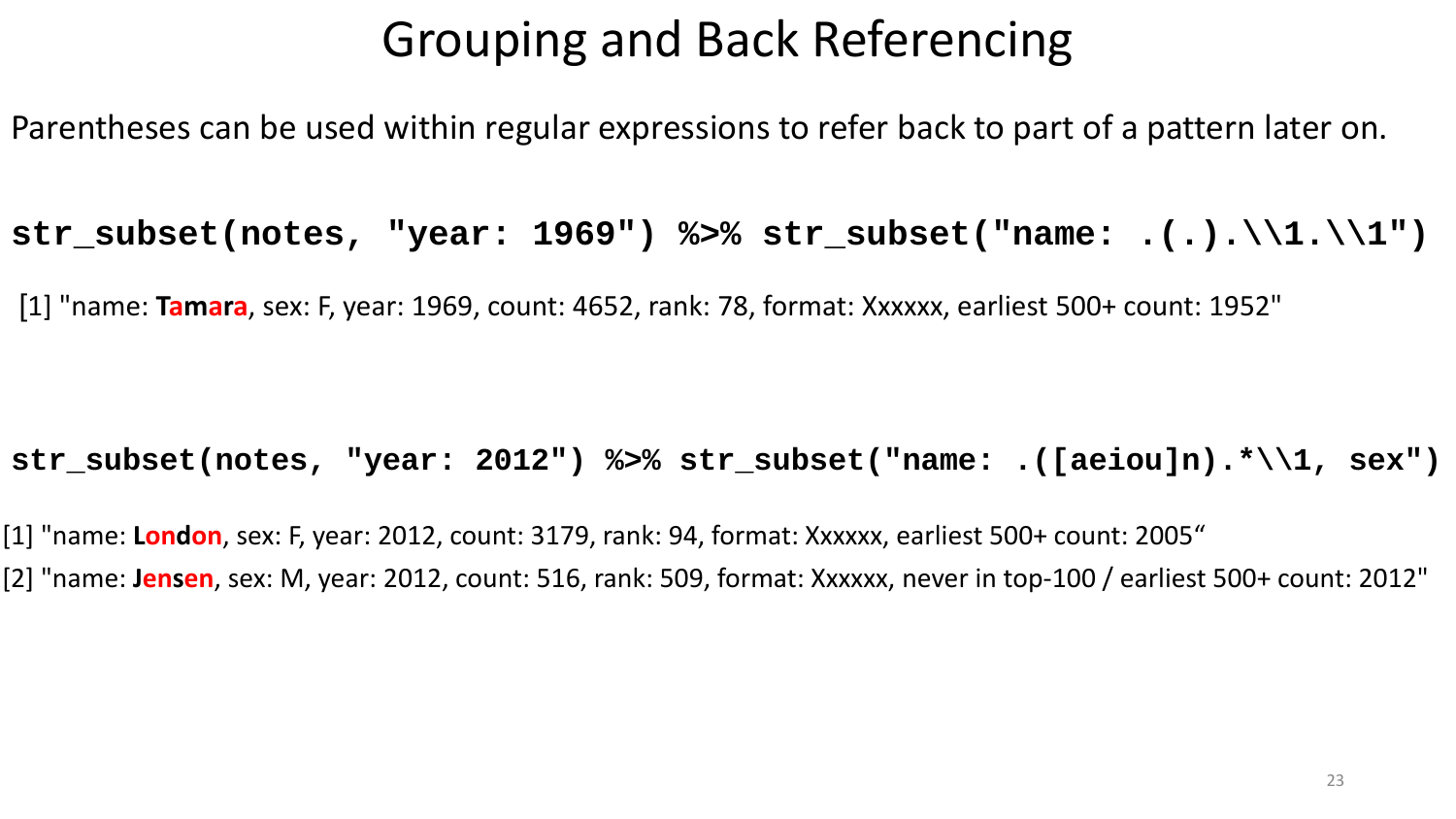# Grouping and Back Referencing

Parentheses can be used within regular expressions to refer back to part of a pattern later on.

```
str_subset(notes, "year: 1969") %>% str_subset("name: .(.).\\1.\\1")
```

[1] "name: **Tamara**, sex: F, year: 1969, count: 4652, rank: 78, format: Xxxxxx, earliest 500+ count: 1952"

```
str_subset(notes, "year: 2012") %>% str_subset("name: .([aeiou]n).*\\1, sex")
```

[1] "name: **London**, sex: F, year: 2012, count: 3179, rank: 94, format: Xxxxxx, earliest 500+ count: 2005“

[2] "name: **Jensen**, sex: M, year: 2012, count: 516, rank: 509, format: Xxxxxx, never in top-100 / earliest 500+ count: 2012"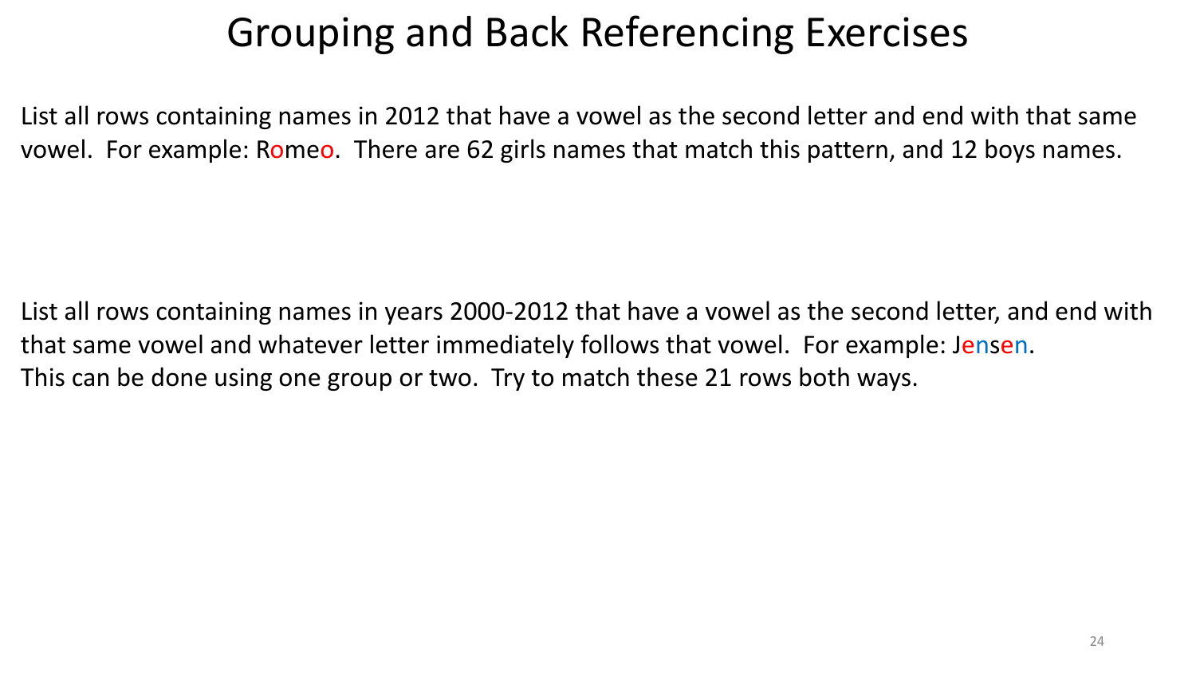# Grouping and Back Referencing Exercises

List all rows containing names in 2012 that have a vowel as the second letter and end with that same vowel. For example: Romeo. There are 62 girls names that match this pattern, and 12 boys names.

List all rows containing names in years 2000-2012 that have a vowel as the second letter, and end with that same vowel and whatever letter immediately follows that vowel. For example: Jensen.
This can be done using one group or two. Try to match these 21 rows both ways.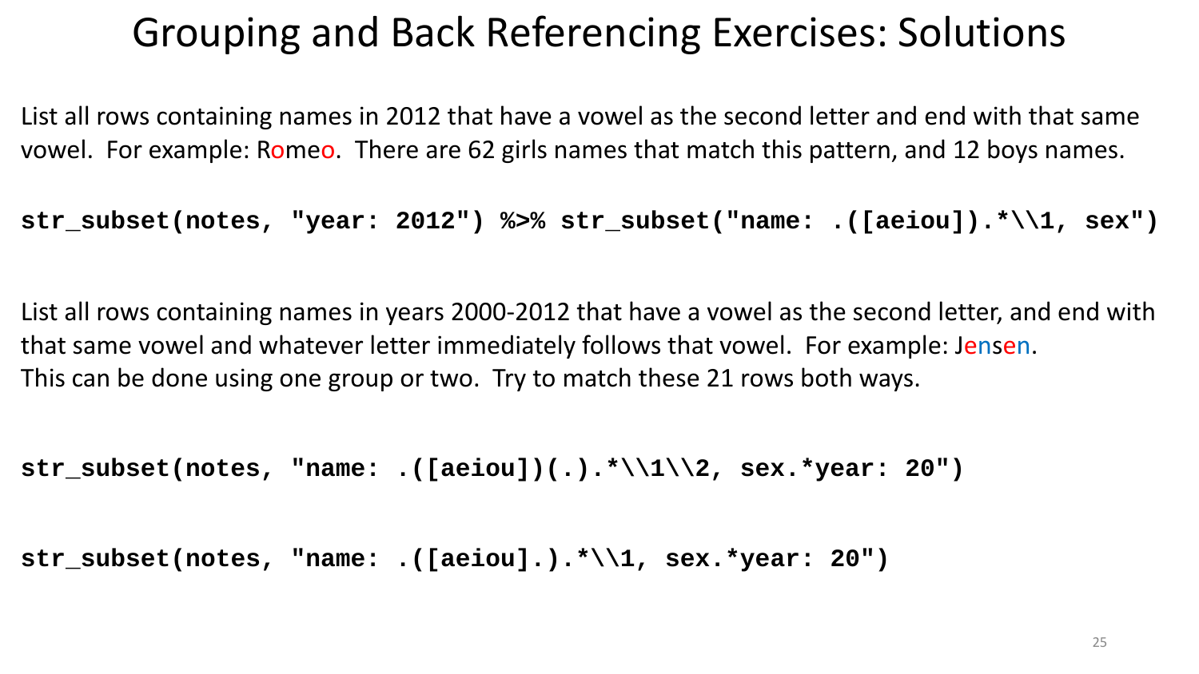# Grouping and Back Referencing Exercises: Solutions

List all rows containing names in 2012 that have a vowel as the second letter and end with that same vowel. For example: Romeo. There are 62 girls names that match this pattern, and 12 boys names.

```
str_subset(notes, "year: 2012") %>% str_subset("name: .([aeiou]).*\\1, sex")
```

List all rows containing names in years 2000-2012 that have a vowel as the second letter, and end with that same vowel and whatever letter immediately follows that vowel. For example: Jensen.
This can be done using one group or two. Try to match these 21 rows both ways.

```
str_subset(notes, "name: .([aeiou])(.).*\\1\\2, sex.*year: 20")
```

```
str_subset(notes, "name: .([aeiou].).*\\1, sex.*year: 20")
```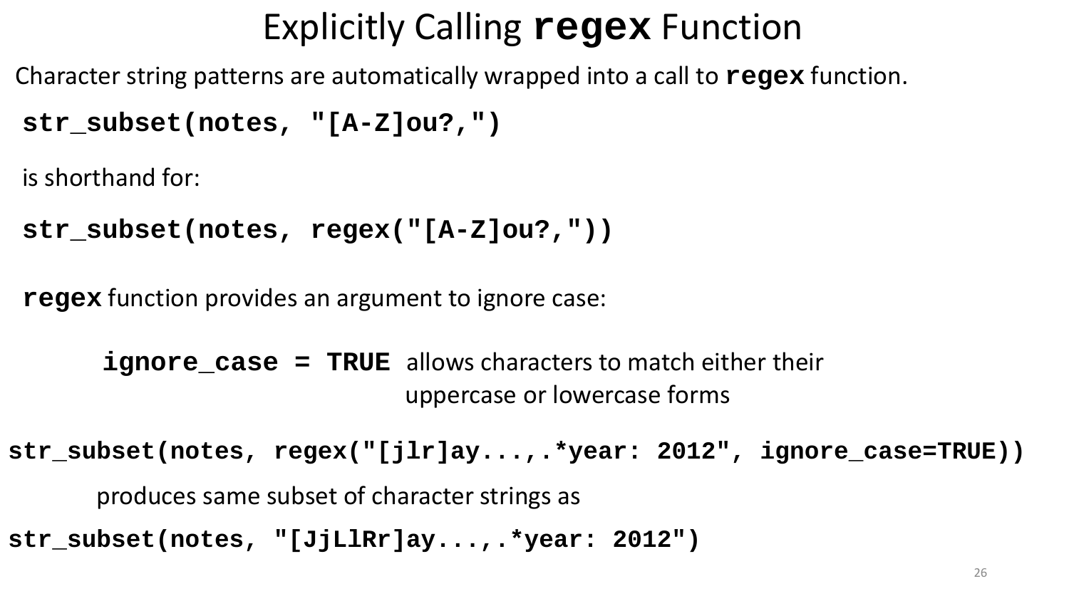# Explicitly Calling **regex** Function

Character string patterns are automatically wrapped into a call to **`regex`** function.

```
str_subset(notes, "[A-Z]ou?,")
```

is shorthand for:

```
str_subset(notes, regex("[A-Z]ou?,"))
```

**`regex`** function provides an argument to ignore case:

**`ignore_case = TRUE`** allows characters to match either their uppercase or lowercase forms

```
str_subset(notes, regex("[jlr]ay...,.*year: 2012", ignore_case=TRUE))
```

produces same subset of character strings as

```
str_subset(notes, "[JjLlRr]ay...,.*year: 2012")
```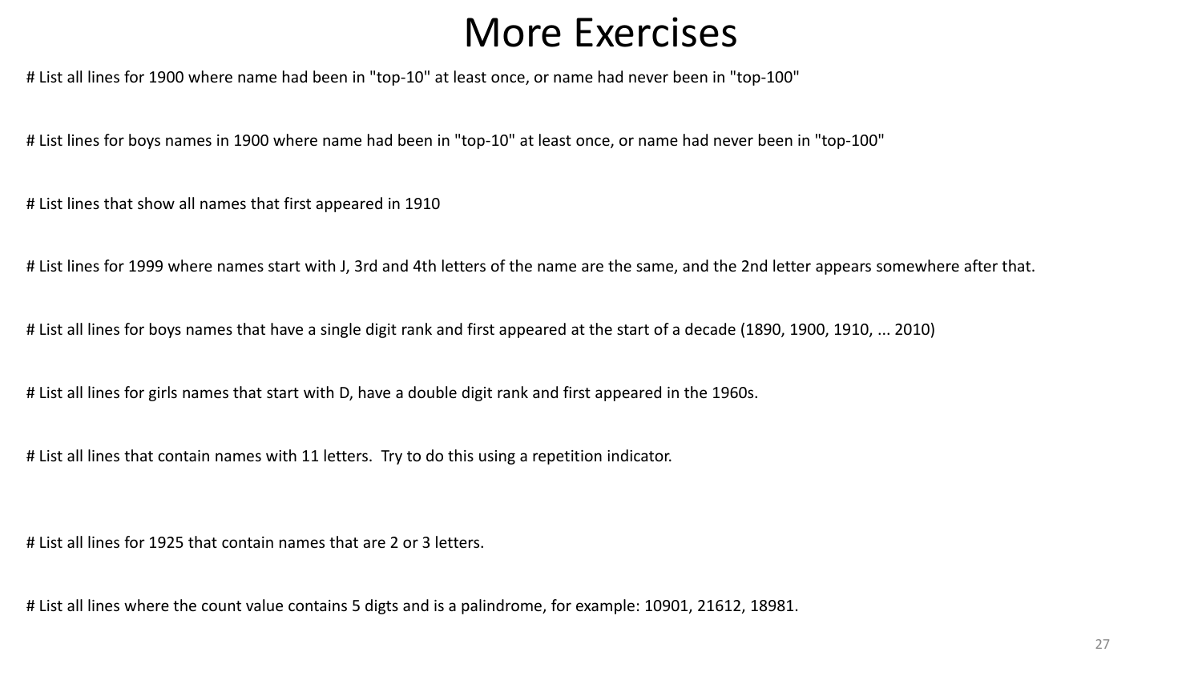# More Exercises

# List all lines for 1900 where name had been in "top-10" at least once, or name had never been in "top-100"

# List lines for boys names in 1900 where name had been in "top-10" at least once, or name had never been in "top-100"

# List lines that show all names that first appeared in 1910

# List lines for 1999 where names start with J, 3rd and 4th letters of the name are the same, and the 2nd letter appears somewhere after that.

# List all lines for boys names that have a single digit rank and first appeared at the start of a decade (1890, 1900, 1910, ... 2010)

# List all lines for girls names that start with D, have a double digit rank and first appeared in the 1960s.

# List all lines that contain names with 11 letters. Try to do this using a repetition indicator.

# List all lines for 1925 that contain names that are 2 or 3 letters.

# List all lines where the count value contains 5 digts and is a palindrome, for example: 10901, 21612, 18981.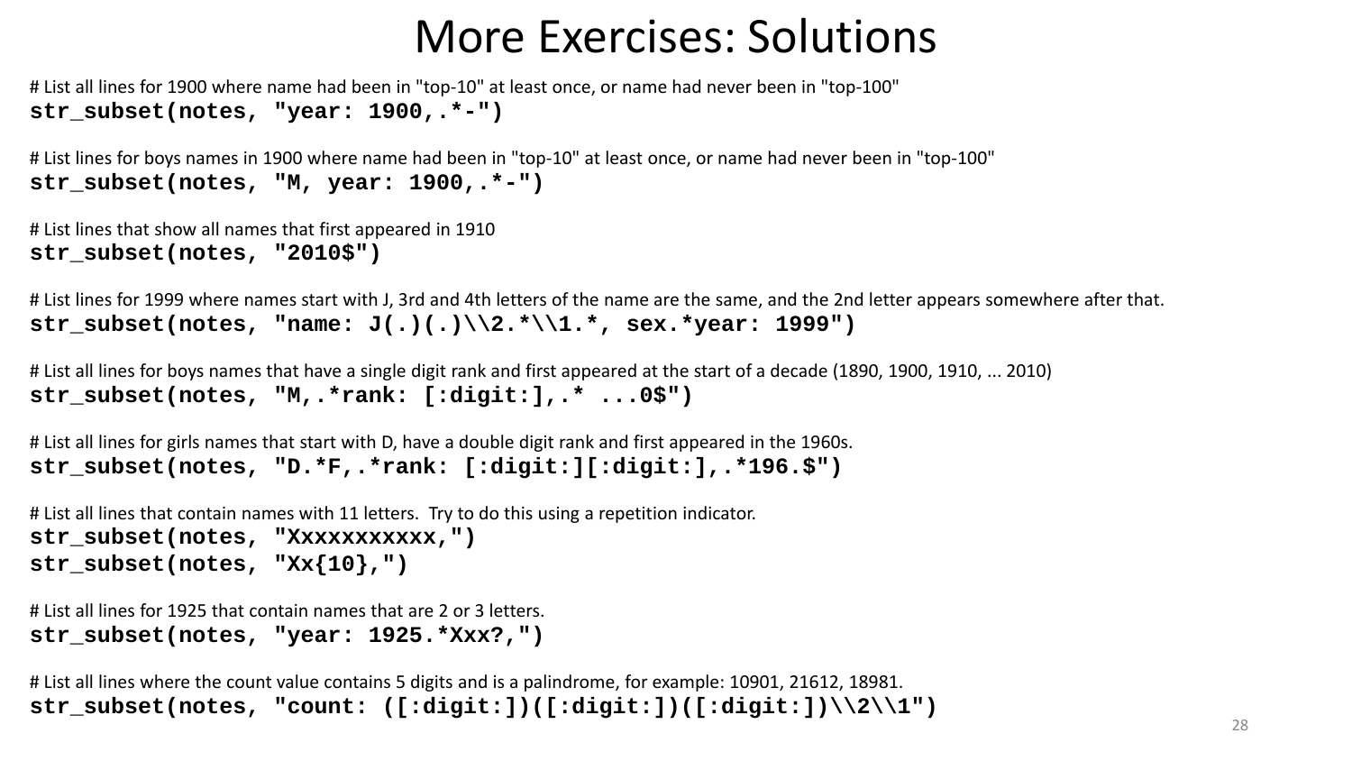# More Exercises: Solutions

# List all lines for 1900 where name had been in "top-10" at least once, or name had never been in "top-100"

```
str_subset(notes, "year: 1900,.*-")
```

# List lines for boys names in 1900 where name had been in "top-10" at least once, or name had never been in "top-100"

```
str_subset(notes, "M, year: 1900,.*-")
```

# List lines that show all names that first appeared in 1910

```
str_subset(notes, "2010$")
```

# List lines for 1999 where names start with J, 3rd and 4th letters of the name are the same, and the 2nd letter appears somewhere after that.

```
str_subset(notes, "name: J(.)(.)\\2.*\\1.*, sex.*year: 1999")
```

# List all lines for boys names that have a single digit rank and first appeared at the start of a decade (1890, 1900, 1910, ... 2010)

```
str_subset(notes, "M,.*rank: [:digit:],.* ...0$")
```

# List all lines for girls names that start with D, have a double digit rank and first appeared in the 1960s.

```
str_subset(notes, "D.*F,.*rank: [:digit:][:digit:],.*196.$")
```

# List all lines that contain names with 11 letters. Try to do this using a repetition indicator.

```
str_subset(notes, "Xxxxxxxxxxx,")
str_subset(notes, "Xx{10},")
```

# List all lines for 1925 that contain names that are 2 or 3 letters.

```
str_subset(notes, "year: 1925.*Xxx?,")
```

# List all lines where the count value contains 5 digits and is a palindrome, for example: 10901, 21612, 18981.

```
str_subset(notes, "count: ([:digit:])([:digit:])([:digit:])\\2\\1")
```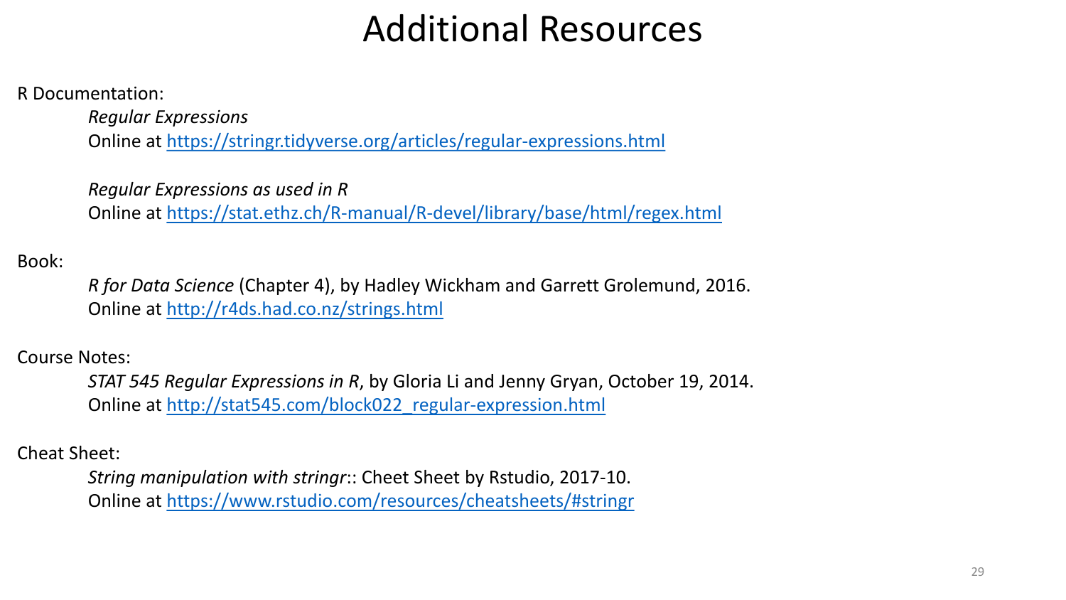# Additional Resources

R Documentation:

*Regular Expressions*
Online at https://stringr.tidyverse.org/articles/regular-expressions.html

*Regular Expressions as used in R*
Online at https://stat.ethz.ch/R-manual/R-devel/library/base/html/regex.html

Book:

*R for Data Science* (Chapter 4), by Hadley Wickham and Garrett Grolemund, 2016.
Online at http://r4ds.had.co.nz/strings.html

Course Notes:

*STAT 545 Regular Expressions in R*, by Gloria Li and Jenny Gryan, October 19, 2014.
Online at http://stat545.com/block022_regular-expression.html

Cheat Sheet:

*String manipulation with stringr*:: Cheet Sheet by Rstudio, 2017-10.
Online at https://www.rstudio.com/resources/cheatsheets/#stringr